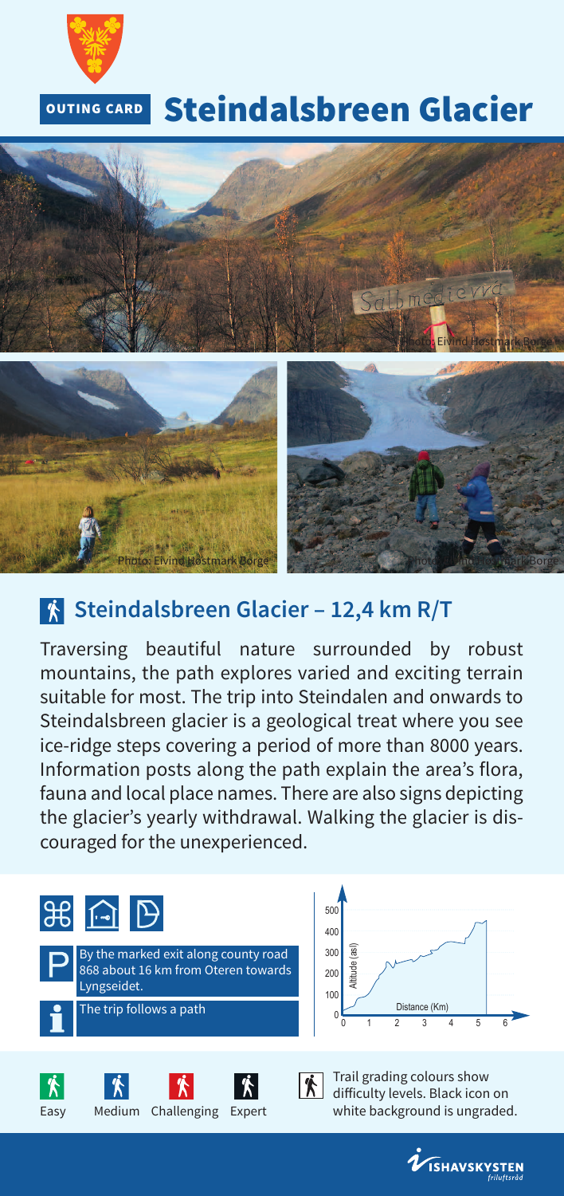OUTING CARD

# Steindalsbreen Glacier

Photo: Eivind Høstmark Borge

Photo: Eivind Høstmark Borge

Photo: Eivind Høstmark Borge

## Steindalsbreen Glacier – 12,4 km R/T

Traversing beautiful nature surrounded by robust mountains, the path explores varied and exciting terrain suitable for most. The trip into Steindalen and onwards to Steindalsbreen glacier is a geological treat where you see ice-ridge steps covering a period of more than 8000 years. Information posts along the path explain the area's flora, fauna and local place names. There are also signs depicting the glacier's yearly withdrawal. Walking the glacier is discouraged for the unexperienced.

**P** By the marked exit along county road 868 about 16 km from Oteren towards Lyngseidet.

**i** The trip follows a path

Altitude (asl) / Distance (Km)

Easy | Medium | Challenging | Expert

Trail grading colours show difficulty levels. Black icon on white background is ungraded.

ISHAVSKYSTEN friluftsråd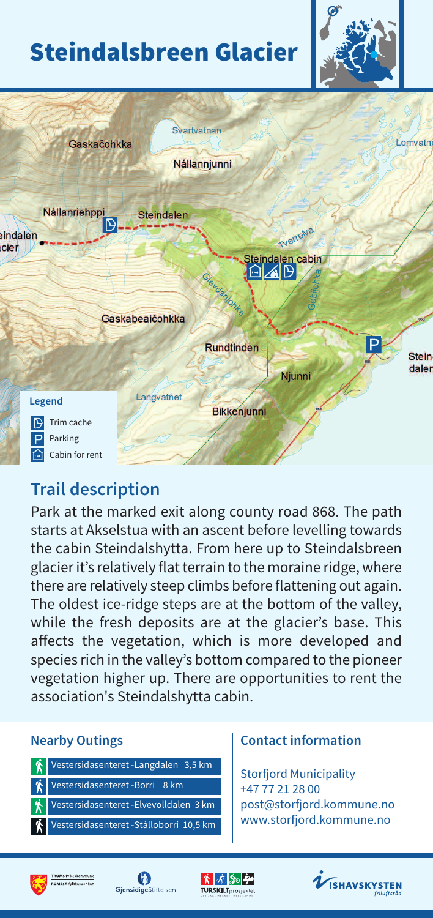# Steindalsbreen Glacier

Svartvatnan

Gaskačohkka

Lomvatn

Nállannjunni

Nállanriehppi

Steindalen

eindalen
cier

Tverrelva

Steindalen cabin

Gievdanjohka

Gobijohka

Gaskabeaičohkka

Rundtinden

Stein
dalen

Njunni

Langvatnet

Bikkenjunni

**Legend**

- Trim cache
- Parking
- Cabin for rent

## Trail description

Park at the marked exit along county road 868. The path starts at Akselstua with an ascent before levelling towards the cabin Steindalshytta. From here up to Steindalsbreen glacier it's relatively flat terrain to the moraine ridge, where there are relatively steep climbs before flattening out again. The oldest ice-ridge steps are at the bottom of the valley, while the fresh deposits are at the glacier's base. This affects the vegetation, which is more developed and species rich in the valley's bottom compared to the pioneer vegetation higher up. There are opportunities to rent the association's Steindalshytta cabin.

### Nearby Outings

- Vestersidasenteret -Langdalen 3,5 km
- Vestersidasenteret -Borri 8 km
- Vestersidasenteret -Elvevolldalen 3 km
- Vestersidasenteret -Stàlloborri 10,5 km

### Contact information

Storfjord Municipality
+47 77 21 28 00
post@storfjord.kommune.no
www.storfjord.kommune.no

TROMS fylkeskommune ROMSSA fylkkasuohkan · GjensidigeStiftelsen · TURSKILTprosjektet · ISHAVSKYSTEN friluftsråd